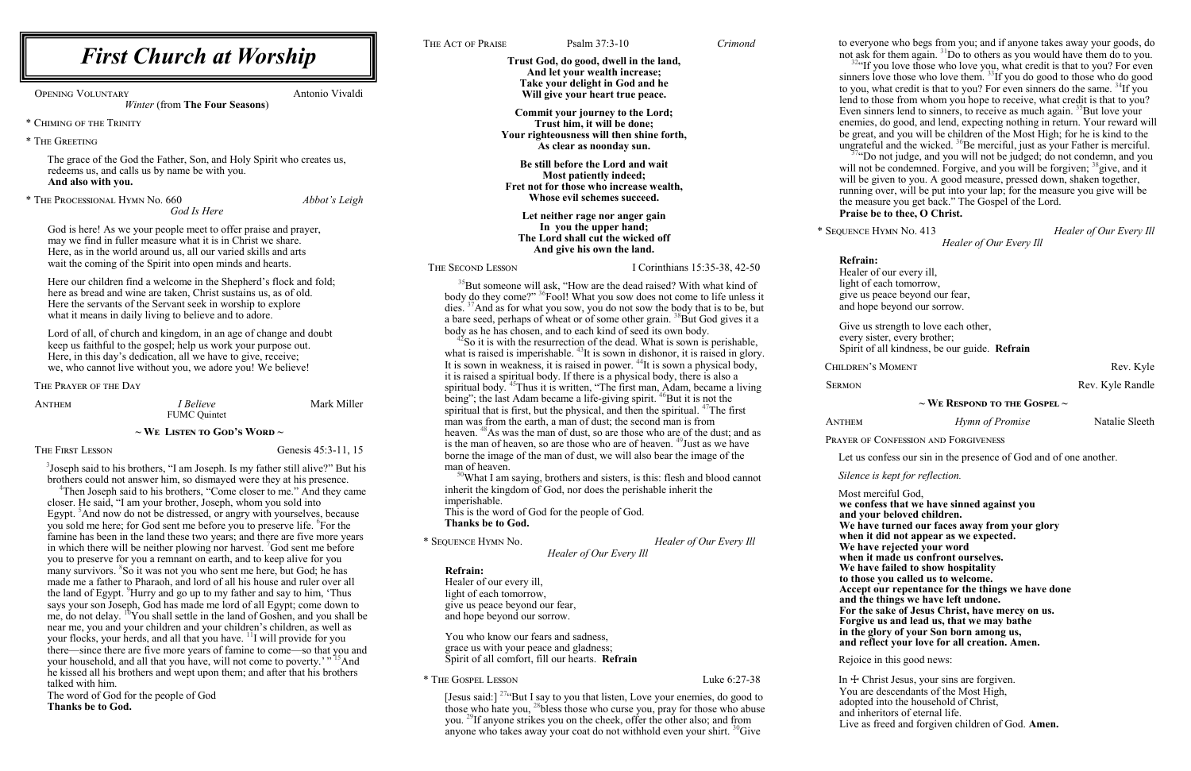# First Church at Worship

OPENING VOLUNTARY Antonio Vivaldi
*Winter* (from **The Four Seasons**)

\* CHIMING OF THE TRINITY

\* THE GREETING

The grace of the God the Father, Son, and Holy Spirit who creates us, redeems us, and calls us by name be with you.
**And also with you.**

\* THE PROCESSIONAL HYMN No. 660 *Abbot's Leigh*
*God Is Here*

God is here! As we your people meet to offer praise and prayer, may we find in fuller measure what it is in Christ we share. Here, as in the world around us, all our varied skills and arts wait the coming of the Spirit into open minds and hearts.

Here our children find a welcome in the Shepherd's flock and fold; here as bread and wine are taken, Christ sustains us, as of old. Here the servants of the Servant seek in worship to explore what it means in daily living to believe and to adore.

Lord of all, of church and kingdom, in an age of change and doubt keep us faithful to the gospel; help us work your purpose out. Here, in this day's dedication, all we have to give, receive; we, who cannot live without you, we adore you! We believe!

THE PRAYER OF THE DAY

ANTHEM *I Believe* Mark Miller
FUMC Quintet

## ~ WE LISTEN TO GOD'S WORD ~

THE FIRST LESSON Genesis 45:3-11, 15

[3]Joseph said to his brothers, "I am Joseph. Is my father still alive?" But his brothers could not answer him, so dismayed were they at his presence. [4]Then Joseph said to his brothers, "Come closer to me." And they came closer. He said, "I am your brother, Joseph, whom you sold into Egypt. [5]And now do not be distressed, or angry with yourselves, because you sold me here; for God sent me before you to preserve life. [6]For the famine has been in the land these two years; and there are five more years in which there will be neither plowing nor harvest. [7]God sent me before you to preserve for you a remnant on earth, and to keep alive for you many survivors. [8]So it was not you who sent me here, but God; he has made me a father to Pharaoh, and lord of all his house and ruler over all the land of Egypt. [9]Hurry and go up to my father and say to him, 'Thus says your son Joseph, God has made me lord of all Egypt; come down to me, do not delay. [10]You shall settle in the land of Goshen, and you shall be near me, you and your children and your children's children, as well as your flocks, your herds, and all that you have. [11]I will provide for you there—since there are five more years of famine to come—so that you and your household, and all that you have, will not come to poverty.' " [15]And he kissed all his brothers and wept upon them; and after that his brothers talked with him.
The word of God for the people of God
**Thanks be to God.**

THE ACT OF PRAISE Psalm 37:3-10 *Crimond*

**Trust God, do good, dwell in the land,
And let your wealth increase;
Take your delight in God and he
Will give your heart true peace.**

**Commit your journey to the Lord;
Trust him, it will be done;
Your righteousness will then shine forth,
As clear as noonday sun.**

**Be still before the Lord and wait
Most patiently indeed;
Fret not for those who increase wealth,
Whose evil schemes succeed.**

**Let neither rage nor anger gain
In you the upper hand;
The Lord shall cut the wicked off
And give his own the land.**

THE SECOND LESSON I Corinthians 15:35-38, 42-50

[35]But someone will ask, "How are the dead raised? With what kind of body do they come?" [36]Fool! What you sow does not come to life unless it dies. [37]And as for what you sow, you do not sow the body that is to be, but a bare seed, perhaps of wheat or of some other grain. [38]But God gives it a body as he has chosen, and to each kind of seed its own body.
[42]So it is with the resurrection of the dead. What is sown is perishable, what is raised is imperishable. [43]It is sown in dishonor, it is raised in glory. It is sown in weakness, it is raised in power. [44]It is sown a physical body, it is raised a spiritual body. If there is a physical body, there is also a spiritual body. [45]Thus it is written, "The first man, Adam, became a living being"; the last Adam became a life-giving spirit. [46]But it is not the spiritual that is first, but the physical, and then the spiritual. [47]The first man was from the earth, a man of dust; the second man is from heaven. [48]As was the man of dust, so are those who are of the dust; and as is the man of heaven, so are those who are of heaven. [49]Just as we have borne the image of the man of dust, we will also bear the image of the man of heaven.
[50]What I am saying, brothers and sisters, is this: flesh and blood cannot inherit the kingdom of God, nor does the perishable inherit the imperishable.
This is the word of God for the people of God.
**Thanks be to God.**

\* SEQUENCE HYMN No. *Healer of Our Every Ill*
*Healer of Our Every Ill*

**Refrain:**
Healer of our every ill,
light of each tomorrow,
give us peace beyond our fear,
and hope beyond our sorrow.

You who know our fears and sadness,
grace us with your peace and gladness;
Spirit of all comfort, fill our hearts. **Refrain**

\* THE GOSPEL LESSON Luke 6:27-38

[Jesus said:] [27]"But I say to you that listen, Love your enemies, do good to those who hate you, [28]bless those who curse you, pray for those who abuse you. [29]If anyone strikes you on the cheek, offer the other also; and from anyone who takes away your coat do not withhold even your shirt. [30]Give to everyone who begs from you; and if anyone takes away your goods, do not ask for them again. [31]Do to others as you would have them do to you.
[32]"If you love those who love you, what credit is that to you? For even sinners love those who love them. [33]If you do good to those who do good to you, what credit is that to you? For even sinners do the same. [34]If you lend to those from whom you hope to receive, what credit is that to you? Even sinners lend to sinners, to receive as much again. [35]But love your enemies, do good, and lend, expecting nothing in return. Your reward will be great, and you will be children of the Most High; for he is kind to the ungrateful and the wicked. [36]Be merciful, just as your Father is merciful.
[37]"Do not judge, and you will not be judged; do not condemn, and you will not be condemned. Forgive, and you will be forgiven; [38]give, and it will be given to you. A good measure, pressed down, shaken together, running over, will be put into your lap; for the measure you give will be the measure you get back." The Gospel of the Lord.
**Praise be to thee, O Christ.**

\* SEQUENCE HYMN No. 413 *Healer of Our Every Ill*
*Healer of Our Every Ill*

**Refrain:**
Healer of our every ill,
light of each tomorrow,
give us peace beyond our fear,
and hope beyond our sorrow.

Give us strength to love each other,
every sister, every brother;
Spirit of all kindness, be our guide. **Refrain**

CHILDREN'S MOMENT Rev. Kyle

SERMON Rev. Kyle Randle

## ~ WE RESPOND TO THE GOSPEL ~

ANTHEM *Hymn of Promise* Natalie Sleeth

PRAYER OF CONFESSION AND FORGIVENESS

Let us confess our sin in the presence of God and of one another.

*Silence is kept for reflection.*

Most merciful God,
**we confess that we have sinned against you
and your beloved children.
We have turned our faces away from your glory
when it did not appear as we expected.
We have rejected your word
when it made us confront ourselves.
We have failed to show hospitality
to those you called us to welcome.
Accept our repentance for the things we have done
and the things we have left undone.
For the sake of Jesus Christ, have mercy on us.
Forgive us and lead us, that we may bathe
in the glory of your Son born among us,
and reflect your love for all creation. Amen.**

Rejoice in this good news:

In ✠ Christ Jesus, your sins are forgiven.
You are descendants of the Most High,
adopted into the household of Christ,
and inheritors of eternal life.
Live as freed and forgiven children of God. **Amen.**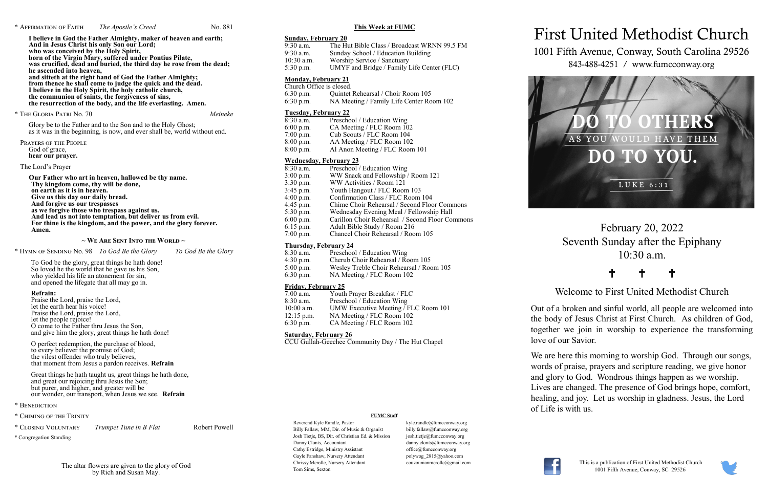\* Affirmation of Faith *The Apostle's Creed* No. 881

**I believe in God the Father Almighty, maker of heaven and earth;**
**And in Jesus Christ his only Son our Lord;**
**who was conceived by the Holy Spirit,**
**born of the Virgin Mary, suffered under Pontius Pilate,**
**was crucified, dead and buried, the third day he rose from the dead;**
**he ascended into heaven,**
**and sitteth at the right hand of God the Father Almighty;**
**from thence he shall come to judge the quick and the dead.**
**I believe in the Holy Spirit, the holy catholic church,**
**the communion of saints, the forgiveness of sins,**
**the resurrection of the body, and the life everlasting. Amen.**

\* The Gloria Patri No. 70 *Meineke*

Glory be to the Father and to the Son and to the Holy Ghost;
as it was in the beginning, is now, and ever shall be, world without end.

Prayers of the People
God of grace,
**hear our prayer.**

The Lord's Prayer

**Our Father who art in heaven, hallowed be thy name.**
**Thy kingdom come, thy will be done,**
**on earth as it is in heaven.**
**Give us this day our daily bread.**
**And forgive us our trespasses**
**as we forgive those who trespass against us.**
**And lead us not into temptation, but deliver us from evil.**
**For thine is the kingdom, and the power, and the glory forever.**
**Amen.**

**~ We Are Sent Into the World ~**

\* Hymn of Sending No. 98 *To God Be the Glory* *To God Be the Glory*

To God be the glory, great things he hath done!
So loved he the world that he gave us his Son,
who yielded his life an atonement for sin,
and opened the lifegate that all may go in.

**Refrain:**
Praise the Lord, praise the Lord,
let the earth hear his voice!
Praise the Lord, praise the Lord,
let the people rejoice!
O come to the Father thru Jesus the Son,
and give him the glory, great things he hath done!

O perfect redemption, the purchase of blood,
to every believer the promise of God;
the vilest offender who truly believes,
that moment from Jesus a pardon receives. **Refrain**

Great things he hath taught us, great things he hath done,
and great our rejoicing thru Jesus the Son;
but purer, and higher, and greater will be
our wonder, our transport, when Jesus we see. **Refrain**

\* Benediction

\* Chiming of the Trinity

\* Closing Voluntary *Trumpet Tune in B Flat* Robert Powell

\* Congregation Standing

The altar flowers are given to the glory of God
by Rich and Susan May.

## This Week at FUMC

**Sunday, February 20**
9:30 a.m. The Hut Bible Class / Broadcast WRNN 99.5 FM
9:30 a.m. Sunday School / Education Building
10:30 a.m. Worship Service / Sanctuary
5:30 p.m. UMYF and Bridge / Family Life Center (FLC)

**Monday, February 21**
Church Office is closed.
6:30 p.m. Quintet Rehearsal / Choir Room 105
6:30 p.m. NA Meeting / Family Life Center Room 102

**Tuesday, February 22**
8:30 a.m. Preschool / Education Wing
6:00 p.m. CA Meeting / FLC Room 102
7:00 p.m. Cub Scouts / FLC Room 104
8:00 p.m. AA Meeting / FLC Room 102
8:00 p.m. Al Anon Meeting / FLC Room 101

**Wednesday, February 23**
8:30 a.m. Preschool / Education Wing
3:00 p.m. WW Snack and Fellowship / Room 121
3:30 p.m. WW Activities / Room 121
3:45 p.m. Youth Hangout / FLC Room 103
4:00 p.m. Confirmation Class / FLC Room 104
4:45 p.m. Chime Choir Rehearsal / Second Floor Commons
5:30 p.m. Wednesday Evening Meal / Fellowship Hall
6:00 p.m. Carillon Choir Rehearsal / Second Floor Commons
6:15 p.m. Adult Bible Study / Room 216
7:00 p.m. Chancel Choir Rehearsal / Room 105

**Thursday, February 24**
8:30 a.m. Preschool / Education Wing
4:30 p.m. Cherub Choir Rehearsal / Room 105
5:00 p.m. Wesley Treble Choir Rehearsal / Room 105
6:30 p.m. NA Meeting / FLC Room 102

**Friday, February 25**
7:00 a.m. Youth Prayer Breakfast / FLC
8:30 a.m. Preschool / Education Wing
10:00 a.m. UMW Executive Meeting / FLC Room 101
12:15 p.m. NA Meeting / FLC Room 102
6:30 p.m. CA Meeting / FLC Room 102

**Saturday, February 26**
CCU Gullah-Geechee Community Day / The Hut Chapel

**FUMC Staff**

| | |
|---|---|
| Reverend Kyle Randle, Pastor | kyle.randle@fumcconway.org |
| Billy Fallaw, MM, Dir. of Music & Organist | billy.fallaw@fumcconway.org |
| Josh Tietje, BS, Dir. of Christian Ed. & Mission | josh.tietje@fumcconway.org |
| Danny Clonts, Accountant | danny.clonts@fumcconway.org |
| Cathy Estridge, Ministry Assistant | office@fumcconway.org |
| Gayle Fanshaw, Nursery Attendant | polywog_2815@yahoo.com |
| Chrissy Merolle, Nursery Attendant | couzounianmerolle@gmail.com |
| Tom Sims, Sexton | |

# First United Methodist Church

1001 Fifth Avenue, Conway, South Carolina 29526
843-488-4251 / www.fumcconway.org

DO TO OTHERS AS YOU WOULD HAVE THEM DO TO YOU.
LUKE 6:31

February 20, 2022
Seventh Sunday after the Epiphany
10:30 a.m.

✝ ✝ ✝

## Welcome to First United Methodist Church

Out of a broken and sinful world, all people are welcomed into the body of Jesus Christ at First Church. As children of God, together we join in worship to experience the transforming love of our Savior.

We are here this morning to worship God. Through our songs, words of praise, prayers and scripture reading, we give honor and glory to God. Wondrous things happen as we worship. Lives are changed. The presence of God brings hope, comfort, healing, and joy. Let us worship in gladness. Jesus, the Lord of Life is with us.

This is a publication of First United Methodist Church
1001 Fifth Avenue, Conway, SC 29526